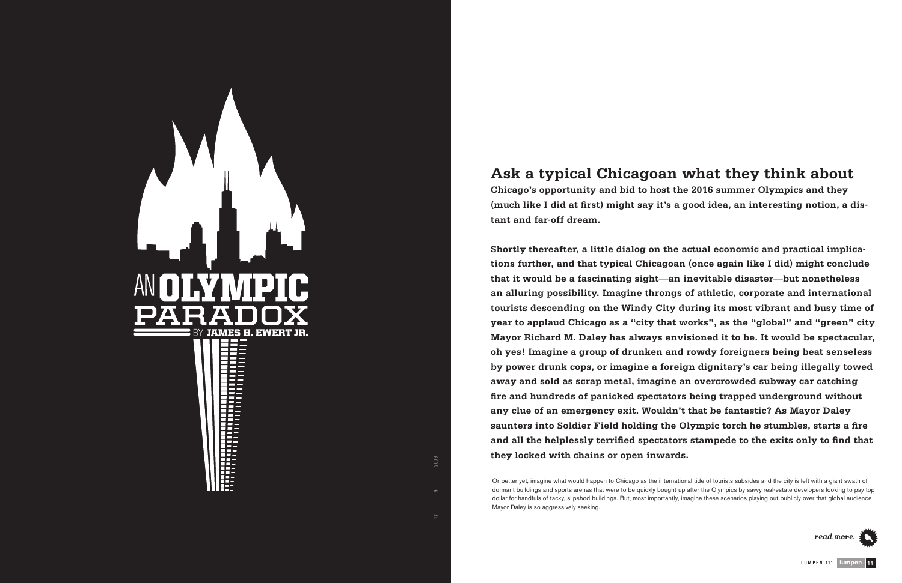# AN OLYMPIC PARADOX

BY **JAMES H. EWERT JR.**

## Ask a typical Chicagoan what they think about

**Chicago's opportunity and bid to host the 2016 summer Olympics and they (much like I did at first) might say it's a good idea, an interesting notion, a distant and far-off dream.**

**Shortly thereafter, a little dialog on the actual economic and practical implications further, and that typical Chicagoan (once again like I did) might conclude that it would be a fascinating sight—an inevitable disaster—but nonetheless an alluring possibility. Imagine throngs of athletic, corporate and international tourists descending on the Windy City during its most vibrant and busy time of year to applaud Chicago as a "city that works", as the "global" and "green" city Mayor Richard M. Daley has always envisioned it to be. It would be spectacular, oh yes! Imagine a group of drunken and rowdy foreigners being beat senseless by power drunk cops, or imagine a foreign dignitary's car being illegally towed away and sold as scrap metal, imagine an overcrowded subway car catching fire and hundreds of panicked spectators being trapped underground without any clue of an emergency exit. Wouldn't that be fantastic? As Mayor Daley saunters into Soldier Field holding the Olympic torch he stumbles, starts a fire and all the helplessly terrified spectators stampede to the exits only to find that they locked with chains or open inwards.**

Or better yet, imagine what would happen to Chicago as the international tide of tourists subsides and the city is left with a giant swath of dormant buildings and sports arenas that were to be quickly bought up after the Olympics by savvy real-estate developers looking to pay top dollar for handfuls of tacky, slipshod buildings. But, most importantly, imagine these scenarios playing out publicly over that global audience Mayor Daley is so aggressively seeking.

*read more*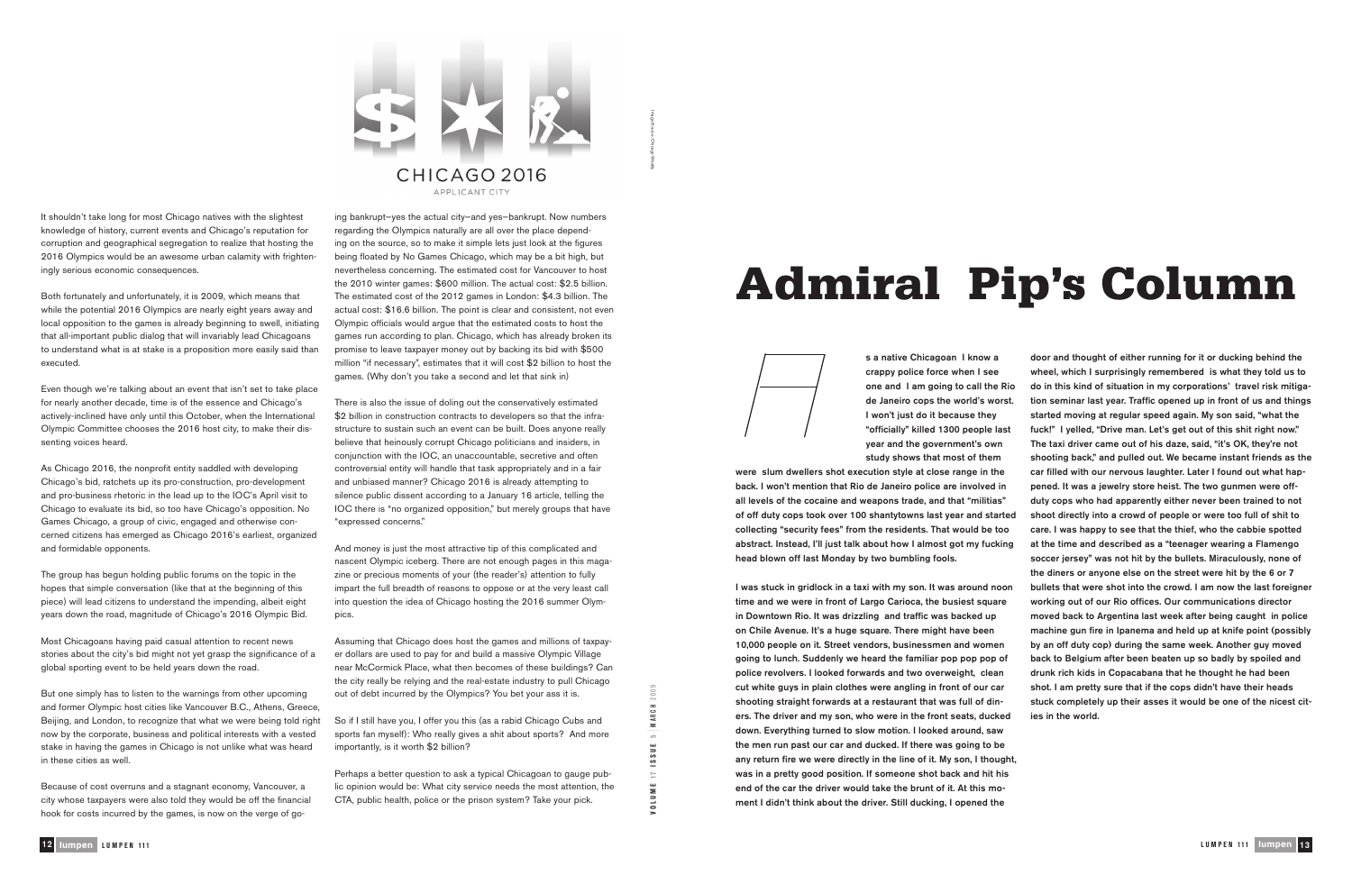CHICAGO 2016

APPLICANT CITY

It shouldn't take long for most Chicago natives with the slightest knowledge of history, current events and Chicago's reputation for corruption and geographical segregation to realize that hosting the 2016 Olympics would be an awesome urban calamity with frighteningly serious economic consequences.

Both fortunately and unfortunately, it is 2009, which means that while the potential 2016 Olympics are nearly eight years away and local opposition to the games is already beginning to swell, initiating that all-important public dialog that will invariably lead Chicagoans to understand what is at stake is a proposition more easily said than executed.

Even though we're talking about an event that isn't set to take place for nearly another decade, time is of the essence and Chicago's actively-inclined have only until this October, when the International Olympic Committee chooses the 2016 host city, to make their dissenting voices heard.

As Chicago 2016, the nonprofit entity saddled with developing Chicago's bid, ratchets up its pro-construction, pro-development and pro-business rhetoric in the lead up to the IOC's April visit to Chicago to evaluate its bid, so too have Chicago's opposition. No Games Chicago, a group of civic, engaged and otherwise concerned citizens has emerged as Chicago 2016's earliest, organized and formidable opponents.

The group has begun holding public forums on the topic in the hopes that simple conversation (like that at the beginning of this piece) will lead citizens to understand the impending, albeit eight years down the road, magnitude of Chicago's 2016 Olympic Bid.

Most Chicagoans having paid casual attention to recent news stories about the city's bid might not yet grasp the significance of a global sporting event to be held years down the road.

But one simply has to listen to the warnings from other upcoming and former Olympic host cities like Vancouver B.C., Athens, Greece, Beijing, and London, to recognize that what we were being told right now by the corporate, business and political interests with a vested stake in having the games in Chicago is not unlike what was heard in these cities as well.

Because of cost overruns and a stagnant economy, Vancouver, a city whose taxpayers were also told they would be off the financial hook for costs incurred by the games, is now on the verge of going bankrupt—yes the actual city—and yes—bankrupt. Now numbers regarding the Olympics naturally are all over the place depending on the source, so to make it simple lets just look at the figures being floated by No Games Chicago, which may be a bit high, but nevertheless concerning. The estimated cost for Vancouver to host the 2010 winter games: $600 million. The actual cost: $2.5 billion. The estimated cost of the 2012 games in London: $4.3 billion. The actual cost: $16.6 billion. The point is clear and consistent, not even Olympic officials would argue that the estimated costs to host the games run according to plan. Chicago, which has already broken its promise to leave taxpayer money out by backing its bid with $500 million "if necessary", estimates that it will cost $2 billion to host the games. (Why don't you take a second and let that sink in)

There is also the issue of doling out the conservatively estimated $2 billion in construction contracts to developers so that the infrastructure to sustain such an event can be built. Does anyone really believe that heinously corrupt Chicago politicians and insiders, in conjunction with the IOC, an unaccountable, secretive and often controversial entity will handle that task appropriately and in a fair and unbiased manner? Chicago 2016 is already attempting to silence public dissent according to a January 16 article, telling the IOC there is "no organized opposition," but merely groups that have "expressed concerns."

And money is just the most attractive tip of this complicated and nascent Olympic iceberg. There are not enough pages in this magazine or precious moments of your (the reader's) attention to fully impart the full breadth of reasons to oppose or at the very least call into question the idea of Chicago hosting the 2016 summer Olympics.

Assuming that Chicago does host the games and millions of taxpayer dollars are used to pay for and build a massive Olympic Village near McCormick Place, what then becomes of these buildings? Can the city really be relying and the real-estate industry to pull Chicago out of debt incurred by the Olympics? You bet your ass it is.

So if I still have you, I offer you this (as a rabid Chicago Cubs and sports fan myself): Who really gives a shit about sports? And more importantly, is it worth $2 billion?

Perhaps a better question to ask a typical Chicagoan to gauge public opinion would be: What city service needs the most attention, the CTA, public health, police or the prison system? Take your pick.

# Admiral Pip's Column

As a native Chicagoan I know a crappy police force when I see one and I am going to call the Rio de Janeiro cops the world's worst. I won't just do it because they "officially" killed 1300 people last year and the government's own study shows that most of them were slum dwellers shot execution style at close range in the back. I won't mention that Rio de Janeiro police are involved in all levels of the cocaine and weapons trade, and that "militias" of off duty cops took over 100 shantytowns last year and started collecting "security fees" from the residents. That would be too abstract. Instead, I'll just talk about how I almost got my fucking head blown off last Monday by two bumbling fools.

I was stuck in gridlock in a taxi with my son. It was around noon time and we were in front of Largo Carioca, the busiest square in Downtown Rio. It was drizzling and traffic was backed up on Chile Avenue. It's a huge square. There might have been 10,000 people on it. Street vendors, businessmen and women going to lunch. Suddenly we heard the familiar pop pop pop of police revolvers. I looked forwards and two overweight, clean cut white guys in plain clothes were angling in front of our car shooting straight forwards at a restaurant that was full of diners. The driver and my son, who were in the front seats, ducked down. Everything turned to slow motion. I looked around, saw the men run past our car and ducked. If there was going to be any return fire we were directly in the line of it. My son, I thought, was in a pretty good position. If someone shot back and hit his end of the car the driver would take the brunt of it. At this moment I didn't think about the driver. Still ducking, I opened the door and thought of either running for it or ducking behind the wheel, which I surprisingly remembered is what they told us to do in this kind of situation in my corporations' travel risk mitigation seminar last year. Traffic opened up in front of us and things started moving at regular speed again. My son said, "what the fuck!" I yelled, "Drive man. Let's get out of this shit right now." The taxi driver came out of his daze, said, "it's OK, they're not shooting back," and pulled out. We became instant friends as the car filled with our nervous laughter. Later I found out what happened. It was a jewelry store heist. The two gunmen were off-duty cops who had apparently either never been trained to not shoot directly into a crowd of people or were too full of shit to care. I was happy to see that the thief, who the cabbie spotted at the time and described as a "teenager wearing a Flamengo soccer jersey" was not hit by the bullets. Miraculously, none of the diners or anyone else on the street were hit by the 6 or 7 bullets that were shot into the crowd. I am now the last foreigner working out of our Rio offices. Our communications director moved back to Argentina last week after being caught in police machine gun fire in Ipanema and held up at knife point (possibly by an off duty cop) during the same week. Another guy moved back to Belgium after been beaten up so badly by spoiled and drunk rich kids in Copacabana that he thought he had been shot. I am pretty sure that if the cops didn't have their heads stuck completely up their asses it would be one of the nicest cities in the world.